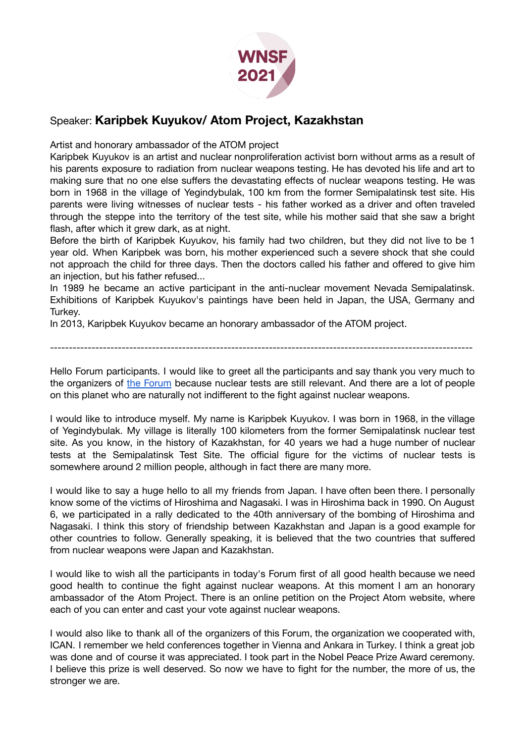Speaker: **Karipbek Kuyukov/ Atom Project, Kazakhstan**

Artist and honorary ambassador of the ATOM project

Karipbek Kuyukov is an artist and nuclear nonproliferation activist born without arms as a result of his parents exposure to radiation from nuclear weapons testing. He has devoted his life and art to making sure that no one else suffers the devastating effects of nuclear weapons testing. He was born in 1968 in the village of Yegindybulak, 100 km from the former Semipalatinsk test site. His parents were living witnesses of nuclear tests - his father worked as a driver and often traveled through the steppe into the territory of the test site, while his mother said that she saw a bright flash, after which it grew dark, as at night.

Before the birth of Karipbek Kuyukov, his family had two children, but they did not live to be 1 year old. When Karipbek was born, his mother experienced such a severe shock that she could not approach the child for three days. Then the doctors called his father and offered to give him an injection, but his father refused...

In 1989 he became an active participant in the anti-nuclear movement Nevada Semipalatinsk. Exhibitions of Karipbek Kuyukov's paintings have been held in Japan, the USA, Germany and Turkey.

In 2013, Karipbek Kuyukov became an honorary ambassador of the ATOM project.

---

Hello Forum participants. I would like to greet all the participants and say thank you very much to the organizers of the Forum because nuclear tests are still relevant. And there are a lot of people on this planet who are naturally not indifferent to the fight against nuclear weapons.

I would like to introduce myself. My name is Karipbek Kuyukov. I was born in 1968, in the village of Yegindybulak. My village is literally 100 kilometers from the former Semipalatinsk nuclear test site. As you know, in the history of Kazakhstan, for 40 years we had a huge number of nuclear tests at the Semipalatinsk Test Site. The official figure for the victims of nuclear tests is somewhere around 2 million people, although in fact there are many more.

I would like to say a huge hello to all my friends from Japan. I have often been there. I personally know some of the victims of Hiroshima and Nagasaki. I was in Hiroshima back in 1990. On August 6, we participated in a rally dedicated to the 40th anniversary of the bombing of Hiroshima and Nagasaki. I think this story of friendship between Kazakhstan and Japan is a good example for other countries to follow. Generally speaking, it is believed that the two countries that suffered from nuclear weapons were Japan and Kazakhstan.

I would like to wish all the participants in today's Forum first of all good health because we need good health to continue the fight against nuclear weapons. At this moment I am an honorary ambassador of the Atom Project. There is an online petition on the Project Atom website, where each of you can enter and cast your vote against nuclear weapons.

I would also like to thank all of the organizers of this Forum, the organization we cooperated with, ICAN. I remember we held conferences together in Vienna and Ankara in Turkey. I think a great job was done and of course it was appreciated. I took part in the Nobel Peace Prize Award ceremony. I believe this prize is well deserved. So now we have to fight for the number, the more of us, the stronger we are.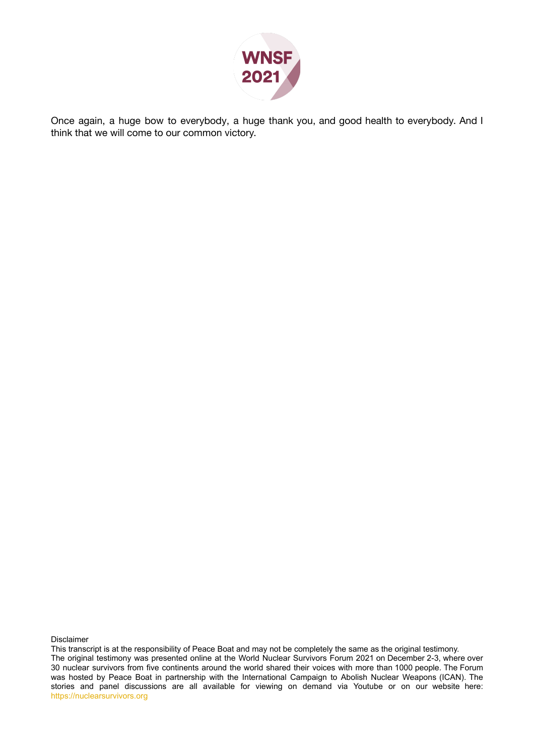Once again, a huge bow to everybody, a huge thank you, and good health to everybody. And I think that we will come to our common victory.

Disclaimer

This transcript is at the responsibility of Peace Boat and may not be completely the same as the original testimony. The original testimony was presented online at the World Nuclear Survivors Forum 2021 on December 2-3, where over 30 nuclear survivors from five continents around the world shared their voices with more than 1000 people. The Forum was hosted by Peace Boat in partnership with the International Campaign to Abolish Nuclear Weapons (ICAN). The stories and panel discussions are all available for viewing on demand via Youtube or on our website here: https://nuclearsurvivors.org